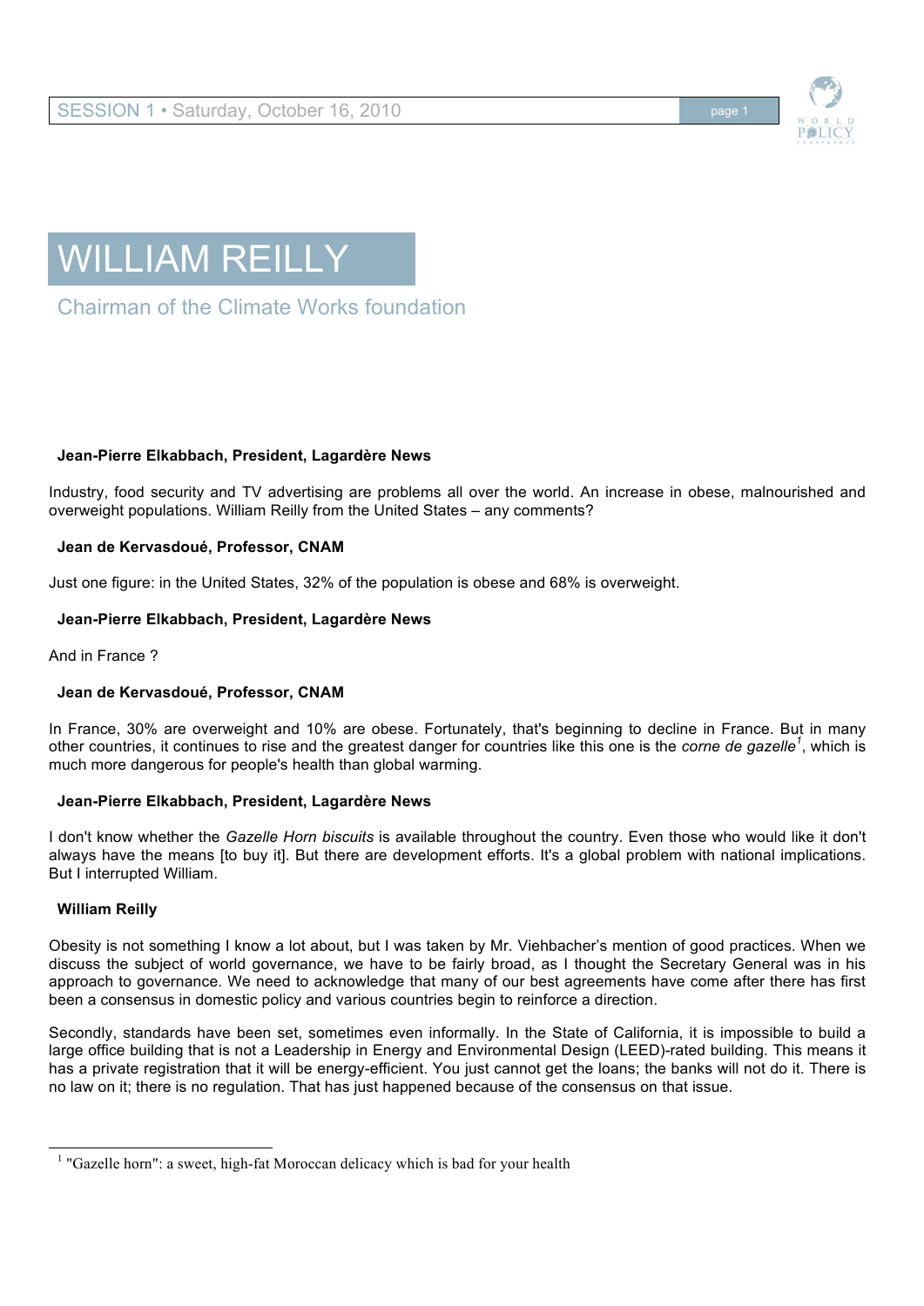# WILLIAM REILLY

## Chairman of the Climate Works foundation

**Jean-Pierre Elkabbach, President, Lagardère News**

Industry, food security and TV advertising are problems all over the world. An increase in obese, malnourished and overweight populations. William Reilly from the United States – any comments?

**Jean de Kervasdoué, Professor, CNAM**

Just one figure: in the United States, 32% of the population is obese and 68% is overweight.

**Jean-Pierre Elkabbach, President, Lagardère News**

And in France ?

**Jean de Kervasdoué, Professor, CNAM**

In France, 30% are overweight and 10% are obese. Fortunately, that's beginning to decline in France. But in many other countries, it continues to rise and the greatest danger for countries like this one is the *corne de gazelle*[1], which is much more dangerous for people's health than global warming.

**Jean-Pierre Elkabbach, President, Lagardère News**

I don't know whether the *Gazelle Horn biscuits* is available throughout the country. Even those who would like it don't always have the means [to buy it]. But there are development efforts. It's a global problem with national implications. But I interrupted William.

**William Reilly**

Obesity is not something I know a lot about, but I was taken by Mr. Viehbacher's mention of good practices. When we discuss the subject of world governance, we have to be fairly broad, as I thought the Secretary General was in his approach to governance. We need to acknowledge that many of our best agreements have come after there has first been a consensus in domestic policy and various countries begin to reinforce a direction.

Secondly, standards have been set, sometimes even informally. In the State of California, it is impossible to build a large office building that is not a Leadership in Energy and Environmental Design (LEED)-rated building. This means it has a private registration that it will be energy-efficient. You just cannot get the loans; the banks will not do it. There is no law on it; there is no regulation. That has just happened because of the consensus on that issue.

[1] "Gazelle horn": a sweet, high-fat Moroccan delicacy which is bad for your health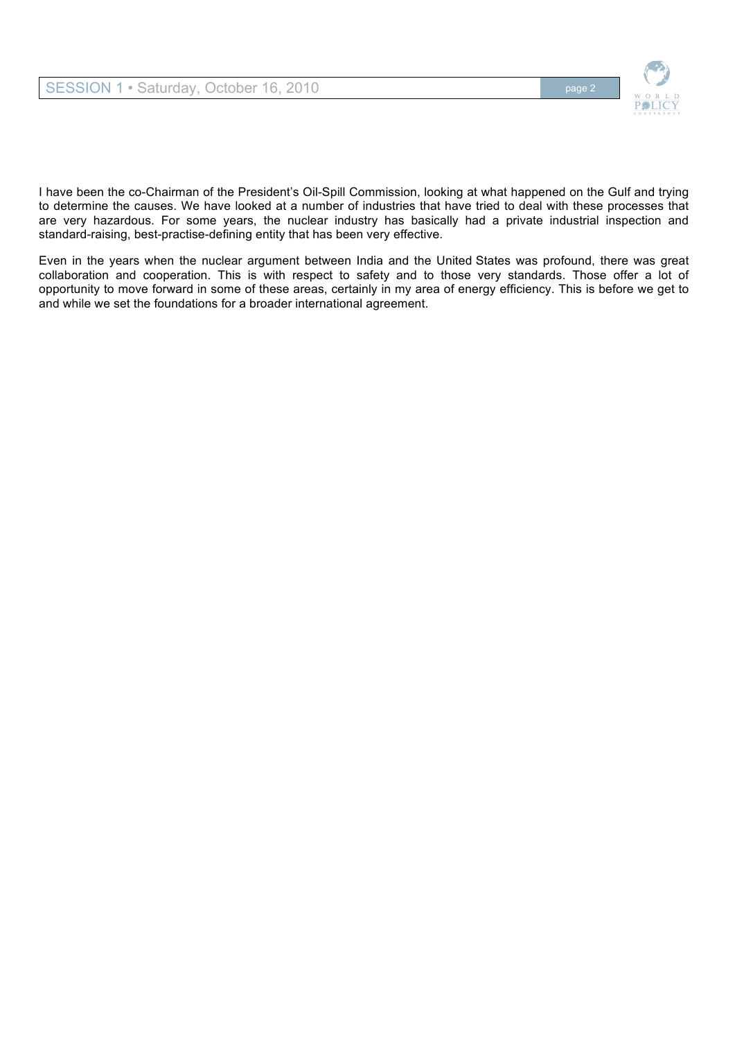I have been the co-Chairman of the President's Oil-Spill Commission, looking at what happened on the Gulf and trying to determine the causes. We have looked at a number of industries that have tried to deal with these processes that are very hazardous. For some years, the nuclear industry has basically had a private industrial inspection and standard-raising, best-practise-defining entity that has been very effective.

Even in the years when the nuclear argument between India and the United States was profound, there was great collaboration and cooperation. This is with respect to safety and to those very standards. Those offer a lot of opportunity to move forward in some of these areas, certainly in my area of energy efficiency. This is before we get to and while we set the foundations for a broader international agreement.